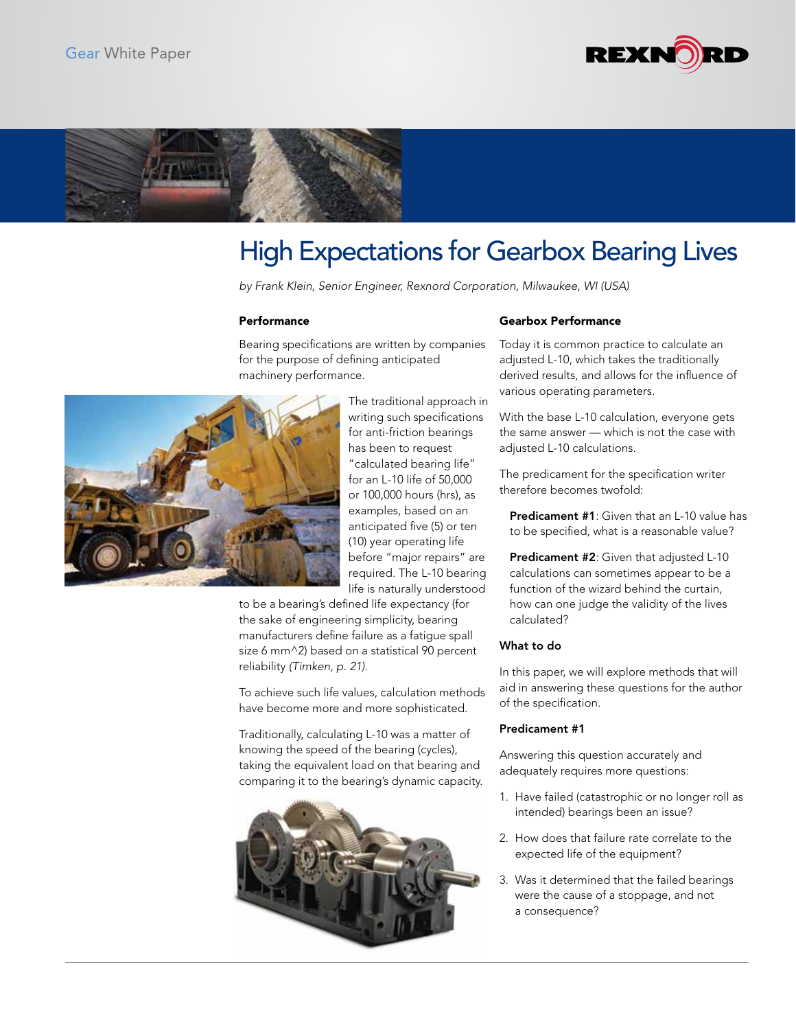Gear White Paper

# High Expectations for Gearbox Bearing Lives

*by Frank Klein, Senior Engineer, Rexnord Corporation, Milwaukee, WI (USA)*

### Performance

Bearing specifications are written by companies for the purpose of defining anticipated machinery performance.

The traditional approach in writing such specifications for anti-friction bearings has been to request "calculated bearing life" for an L-10 life of 50,000 or 100,000 hours (hrs), as examples, based on an anticipated five (5) or ten (10) year operating life before "major repairs" are required. The L-10 bearing life is naturally understood to be a bearing's defined life expectancy (for the sake of engineering simplicity, bearing manufacturers define failure as a fatigue spall size 6 mm^2) based on a statistical 90 percent reliability *(Timken, p. 21)*.

To achieve such life values, calculation methods have become more and more sophisticated.

Traditionally, calculating L-10 was a matter of knowing the speed of the bearing (cycles), taking the equivalent load on that bearing and comparing it to the bearing's dynamic capacity.

### Gearbox Performance

Today it is common practice to calculate an adjusted L-10, which takes the traditionally derived results, and allows for the influence of various operating parameters.

With the base L-10 calculation, everyone gets the same answer — which is not the case with adjusted L-10 calculations.

The predicament for the specification writer therefore becomes twofold:

**Predicament #1**: Given that an L-10 value has to be specified, what is a reasonable value?

**Predicament #2**: Given that adjusted L-10 calculations can sometimes appear to be a function of the wizard behind the curtain, how can one judge the validity of the lives calculated?

### What to do

In this paper, we will explore methods that will aid in answering these questions for the author of the specification.

### Predicament #1

Answering this question accurately and adequately requires more questions:

1. Have failed (catastrophic or no longer roll as intended) bearings been an issue?
2. How does that failure rate correlate to the expected life of the equipment?
3. Was it determined that the failed bearings were the cause of a stoppage, and not a consequence?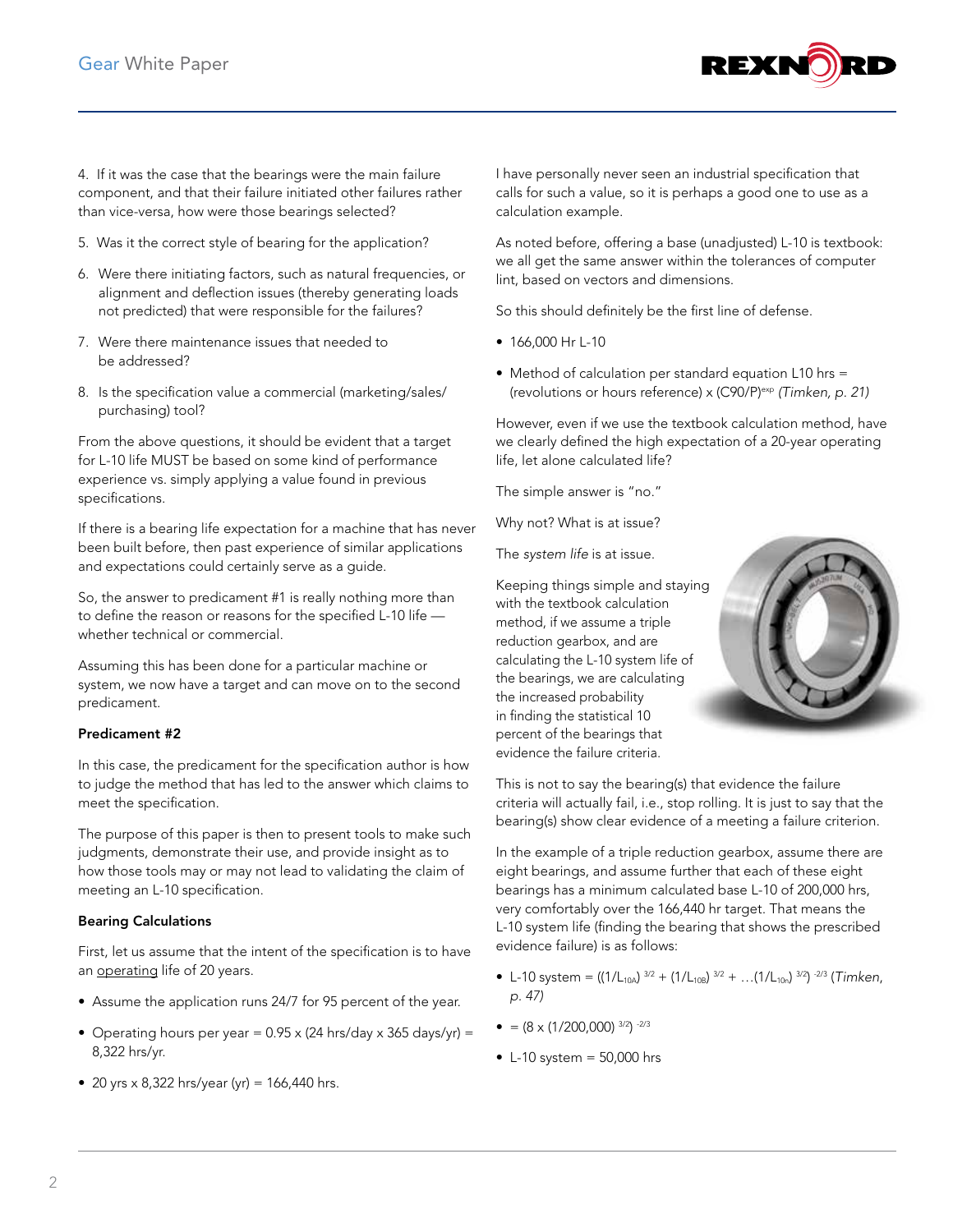4. If it was the case that the bearings were the main failure component, and that their failure initiated other failures rather than vice-versa, how were those bearings selected?

5. Was it the correct style of bearing for the application?

6. Were there initiating factors, such as natural frequencies, or alignment and deflection issues (thereby generating loads not predicted) that were responsible for the failures?

7. Were there maintenance issues that needed to be addressed?

8. Is the specification value a commercial (marketing/sales/purchasing) tool?

From the above questions, it should be evident that a target for L-10 life MUST be based on some kind of performance experience vs. simply applying a value found in previous specifications.

If there is a bearing life expectation for a machine that has never been built before, then past experience of similar applications and expectations could certainly serve as a guide.

So, the answer to predicament #1 is really nothing more than to define the reason or reasons for the specified L-10 life — whether technical or commercial.

Assuming this has been done for a particular machine or system, we now have a target and can move on to the second predicament.

**Predicament #2**

In this case, the predicament for the specification author is how to judge the method that has led to the answer which claims to meet the specification.

The purpose of this paper is then to present tools to make such judgments, demonstrate their use, and provide insight as to how those tools may or may not lead to validating the claim of meeting an L-10 specification.

**Bearing Calculations**

First, let us assume that the intent of the specification is to have an <u>operating</u> life of 20 years.

- Assume the application runs 24/7 for 95 percent of the year.
- Operating hours per year = 0.95 x (24 hrs/day x 365 days/yr) = 8,322 hrs/yr.
- 20 yrs x 8,322 hrs/year (yr) = 166,440 hrs.

I have personally never seen an industrial specification that calls for such a value, so it is perhaps a good one to use as a calculation example.

As noted before, offering a base (unadjusted) L-10 is textbook: we all get the same answer within the tolerances of computer lint, based on vectors and dimensions.

So this should definitely be the first line of defense.

- 166,000 Hr L-10
- Method of calculation per standard equation L10 hrs = (revolutions or hours reference) x $(C90/P)^{exp}$ *(Timken, p. 21)*

However, even if we use the textbook calculation method, have we clearly defined the high expectation of a 20-year operating life, let alone calculated life?

The simple answer is "no."

Why not? What is at issue?

The *system life* is at issue.

Keeping things simple and staying with the textbook calculation method, if we assume a triple reduction gearbox, and are calculating the L-10 system life of the bearings, we are calculating the increased probability in finding the statistical 10 percent of the bearings that evidence the failure criteria.

This is not to say the bearing(s) that evidence the failure criteria will actually fail, i.e., stop rolling. It is just to say that the bearing(s) show clear evidence of a meeting a failure criterion.

In the example of a triple reduction gearbox, assume there are eight bearings, and assume further that each of these eight bearings has a minimum calculated base L-10 of 200,000 hrs, very comfortably over the 166,440 hr target. That means the L-10 system life (finding the bearing that shows the prescribed evidence failure) is as follows:

- L-10 system = $((1/L_{10A})^{3/2} + (1/L_{10B})^{3/2} + \ldots(1/L_{10n})^{3/2})^{-2/3}$ *(Timken, p. 47)*
- = $(8 \times (1/200{,}000)^{3/2})^{-2/3}$
- L-10 system = 50,000 hrs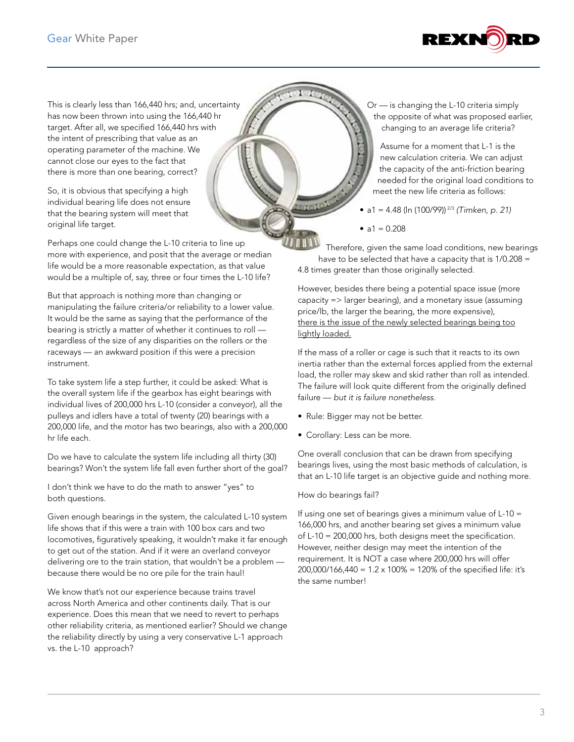This is clearly less than 166,440 hrs; and, uncertainty has now been thrown into using the 166,440 hr target. After all, we specified 166,440 hrs with the intent of prescribing that value as an operating parameter of the machine. We cannot close our eyes to the fact that there is more than one bearing, correct?

So, it is obvious that specifying a high individual bearing life does not ensure that the bearing system will meet that original life target.

Perhaps one could change the L-10 criteria to line up more with experience, and posit that the average or median life would be a more reasonable expectation, as that value would be a multiple of, say, three or four times the L-10 life?

But that approach is nothing more than changing or manipulating the failure criteria/or reliability to a lower value. It would be the same as saying that the performance of the bearing is strictly a matter of whether it continues to roll — regardless of the size of any disparities on the rollers or the raceways — an awkward position if this were a precision instrument.

To take system life a step further, it could be asked: What is the overall system life if the gearbox has eight bearings with individual lives of 200,000 hrs L-10 (consider a conveyor), all the pulleys and idlers have a total of twenty (20) bearings with a 200,000 life, and the motor has two bearings, also with a 200,000 hr life each.

Do we have to calculate the system life including all thirty (30) bearings? Won't the system life fall even further short of the goal?

I don't think we have to do the math to answer "yes" to both questions.

Given enough bearings in the system, the calculated L-10 system life shows that if this were a train with 100 box cars and two locomotives, figuratively speaking, it wouldn't make it far enough to get out of the station. And if it were an overland conveyor delivering ore to the train station, that wouldn't be a problem — because there would be no ore pile for the train haul!

We know that's not our experience because trains travel across North America and other continents daily. That is our experience. Does this mean that we need to revert to perhaps other reliability criteria, as mentioned earlier? Should we change the reliability directly by using a very conservative L-1 approach vs. the L-10 approach?

Or — is changing the L-10 criteria simply the opposite of what was proposed earlier, changing to an average life criteria?

Assume for a moment that L-1 is the new calculation criteria. We can adjust the capacity of the anti-friction bearing needed for the original load conditions to meet the new life criteria as follows:

- $a1 = 4.48 \, (\ln (100/99))^{2/3}$ *(Timken, p. 21)*
- $a1 = 0.208$

Therefore, given the same load conditions, new bearings have to be selected that have a capacity that is 1/0.208 = 4.8 times greater than those originally selected.

However, besides there being a potential space issue (more capacity => larger bearing), and a monetary issue (assuming price/lb, the larger the bearing, the more expensive), <u>there is the issue of the newly selected bearings being too lightly loaded.</u>

If the mass of a roller or cage is such that it reacts to its own inertia rather than the external forces applied from the external load, the roller may skew and skid rather than roll as intended. The failure will look quite different from the originally defined failure — *but it is failure nonetheless.*

- Rule: Bigger may not be better.
- Corollary: Less can be more.

One overall conclusion that can be drawn from specifying bearings lives, using the most basic methods of calculation, is that an L-10 life target is an objective guide and nothing more.

How do bearings fail?

If using one set of bearings gives a minimum value of L-10 = 166,000 hrs, and another bearing set gives a minimum value of L-10 = 200,000 hrs, both designs meet the specification. However, neither design may meet the intention of the requirement. It is NOT a case where 200,000 hrs will offer 200,000/166,440 = 1.2 x 100% = 120% of the specified life: it's the same number!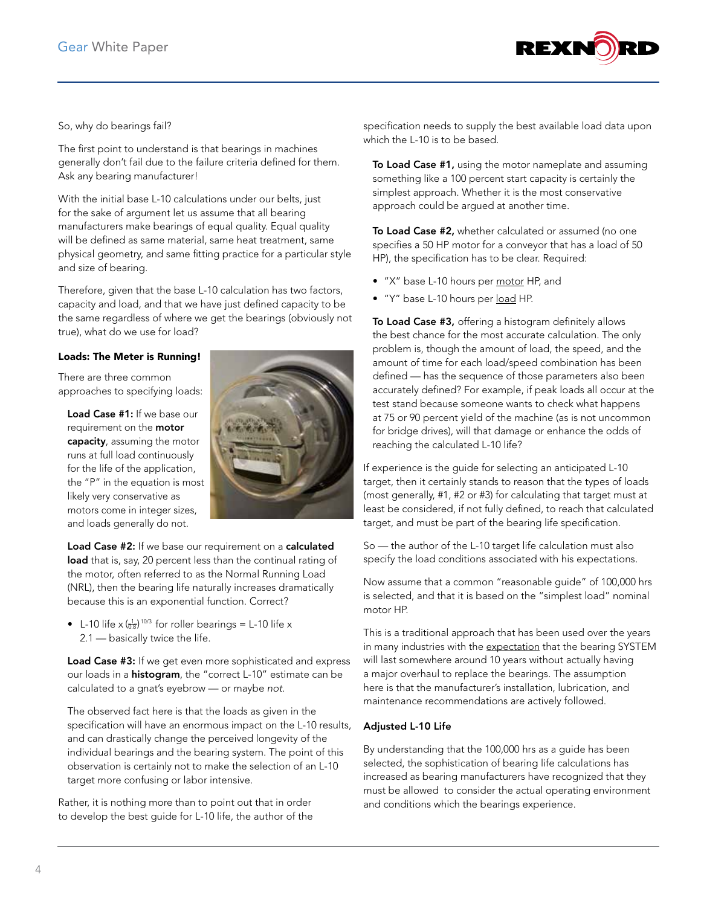So, why do bearings fail?

The first point to understand is that bearings in machines generally don't fail due to the failure criteria defined for them. Ask any bearing manufacturer!

With the initial base L-10 calculations under our belts, just for the sake of argument let us assume that all bearing manufacturers make bearings of equal quality. Equal quality will be defined as same material, same heat treatment, same physical geometry, and same fitting practice for a particular style and size of bearing.

Therefore, given that the base L-10 calculation has two factors, capacity and load, and that we have just defined capacity to be the same regardless of where we get the bearings (obviously not true), what do we use for load?

**Loads: The Meter is Running!**

There are three common approaches to specifying loads:

**Load Case #1:** If we base our requirement on the **motor capacity**, assuming the motor runs at full load continuously for the life of the application, the "P" in the equation is most likely very conservative as motors come in integer sizes, and loads generally do not.

**Load Case #2:** If we base our requirement on a **calculated load** that is, say, 20 percent less than the continual rating of the motor, often referred to as the Normal Running Load (NRL), then the bearing life naturally increases dramatically because this is an exponential function. Correct?

- L-10 life x $(\frac{1}{0.8})^{10/3}$ for roller bearings = L-10 life x 2.1 — basically twice the life.

**Load Case #3:** If we get even more sophisticated and express our loads in a **histogram**, the "correct L-10" estimate can be calculated to a gnat's eyebrow — or maybe *not.*

The observed fact here is that the loads as given in the specification will have an enormous impact on the L-10 results, and can drastically change the perceived longevity of the individual bearings and the bearing system. The point of this observation is certainly not to make the selection of an L-10 target more confusing or labor intensive.

Rather, it is nothing more than to point out that in order to develop the best guide for L-10 life, the author of the specification needs to supply the best available load data upon which the L-10 is to be based.

**To Load Case #1,** using the motor nameplate and assuming something like a 100 percent start capacity is certainly the simplest approach. Whether it is the most conservative approach could be argued at another time.

**To Load Case #2,** whether calculated or assumed (no one specifies a 50 HP motor for a conveyor that has a load of 50 HP), the specification has to be clear. Required:

- "X" base L-10 hours per motor HP, and
- "Y" base L-10 hours per load HP.

**To Load Case #3,** offering a histogram definitely allows the best chance for the most accurate calculation. The only problem is, though the amount of load, the speed, and the amount of time for each load/speed combination has been defined — has the sequence of those parameters also been accurately defined? For example, if peak loads all occur at the test stand because someone wants to check what happens at 75 or 90 percent yield of the machine (as is not uncommon for bridge drives), will that damage or enhance the odds of reaching the calculated L-10 life?

If experience is the guide for selecting an anticipated L-10 target, then it certainly stands to reason that the types of loads (most generally, #1, #2 or #3) for calculating that target must at least be considered, if not fully defined, to reach that calculated target, and must be part of the bearing life specification.

So — the author of the L-10 target life calculation must also specify the load conditions associated with his expectations.

Now assume that a common "reasonable guide" of 100,000 hrs is selected, and that it is based on the "simplest load" nominal motor HP.

This is a traditional approach that has been used over the years in many industries with the expectation that the bearing SYSTEM will last somewhere around 10 years without actually having a major overhaul to replace the bearings. The assumption here is that the manufacturer's installation, lubrication, and maintenance recommendations are actively followed.

**Adjusted L-10 Life**

By understanding that the 100,000 hrs as a guide has been selected, the sophistication of bearing life calculations has increased as bearing manufacturers have recognized that they must be allowed to consider the actual operating environment and conditions which the bearings experience.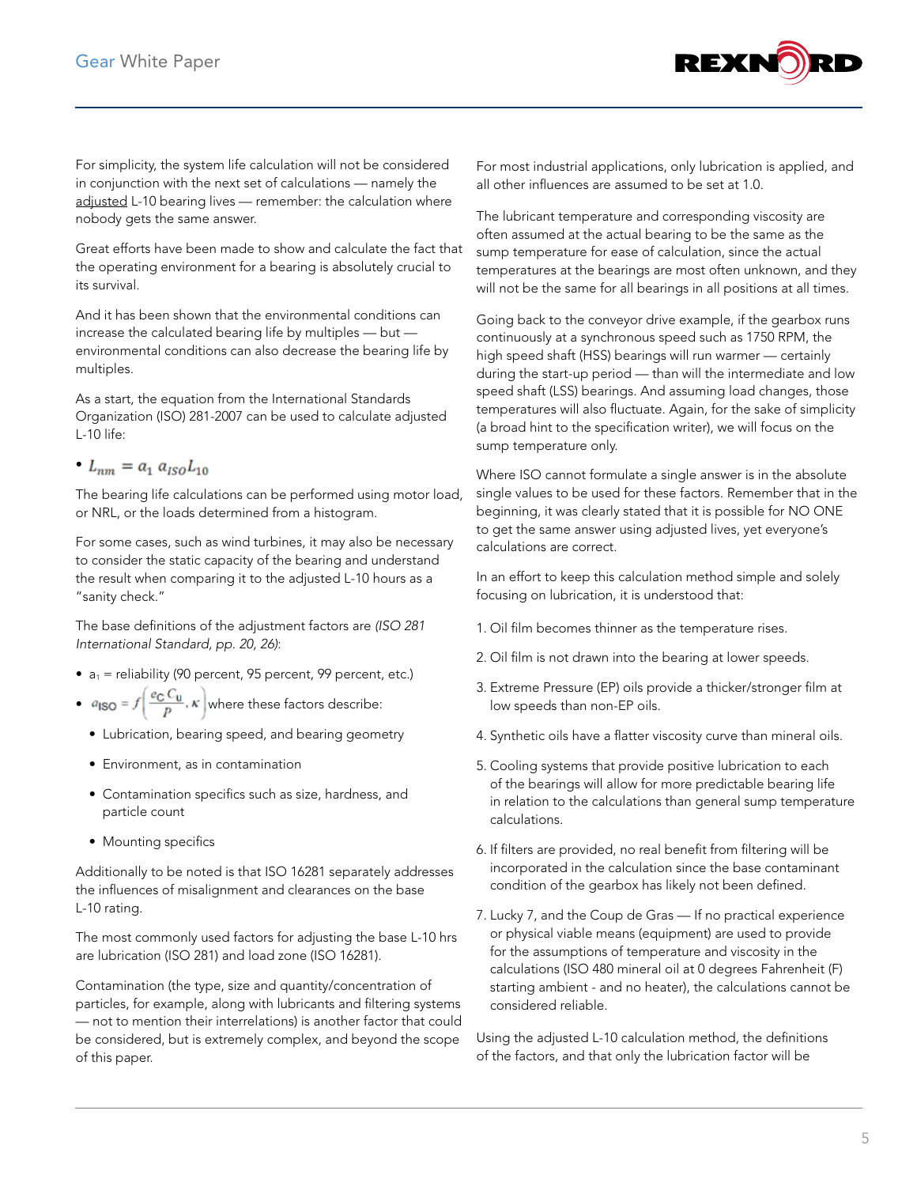For simplicity, the system life calculation will not be considered in conjunction with the next set of calculations — namely the adjusted L-10 bearing lives — remember: the calculation where nobody gets the same answer.

Great efforts have been made to show and calculate the fact that the operating environment for a bearing is absolutely crucial to its survival.

And it has been shown that the environmental conditions can increase the calculated bearing life by multiples — but — environmental conditions can also decrease the bearing life by multiples.

As a start, the equation from the International Standards Organization (ISO) 281-2007 can be used to calculate adjusted L-10 life:

- $L_{nm} = a_1 \, a_{ISO} L_{10}$

The bearing life calculations can be performed using motor load, or NRL, or the loads determined from a histogram.

For some cases, such as wind turbines, it may also be necessary to consider the static capacity of the bearing and understand the result when comparing it to the adjusted L-10 hours as a "sanity check."

The base definitions of the adjustment factors are *(ISO 281 International Standard, pp. 20, 26)*:

- $a_1$ = reliability (90 percent, 95 percent, 99 percent, etc.)
- $a_{ISO} = f\left(\frac{e_C \, C_u}{P}, \kappa\right)$ where these factors describe:
  - Lubrication, bearing speed, and bearing geometry
  - Environment, as in contamination
  - Contamination specifics such as size, hardness, and particle count
  - Mounting specifics

Additionally to be noted is that ISO 16281 separately addresses the influences of misalignment and clearances on the base L-10 rating.

The most commonly used factors for adjusting the base L-10 hrs are lubrication (ISO 281) and load zone (ISO 16281).

Contamination (the type, size and quantity/concentration of particles, for example, along with lubricants and filtering systems — not to mention their interrelations) is another factor that could be considered, but is extremely complex, and beyond the scope of this paper.

For most industrial applications, only lubrication is applied, and all other influences are assumed to be set at 1.0.

The lubricant temperature and corresponding viscosity are often assumed at the actual bearing to be the same as the sump temperature for ease of calculation, since the actual temperatures at the bearings are most often unknown, and they will not be the same for all bearings in all positions at all times.

Going back to the conveyor drive example, if the gearbox runs continuously at a synchronous speed such as 1750 RPM, the high speed shaft (HSS) bearings will run warmer — certainly during the start-up period — than will the intermediate and low speed shaft (LSS) bearings. And assuming load changes, those temperatures will also fluctuate. Again, for the sake of simplicity (a broad hint to the specification writer), we will focus on the sump temperature only.

Where ISO cannot formulate a single answer is in the absolute single values to be used for these factors. Remember that in the beginning, it was clearly stated that it is possible for NO ONE to get the same answer using adjusted lives, yet everyone's calculations are correct.

In an effort to keep this calculation method simple and solely focusing on lubrication, it is understood that:

1. Oil film becomes thinner as the temperature rises.
2. Oil film is not drawn into the bearing at lower speeds.
3. Extreme Pressure (EP) oils provide a thicker/stronger film at low speeds than non-EP oils.
4. Synthetic oils have a flatter viscosity curve than mineral oils.
5. Cooling systems that provide positive lubrication to each of the bearings will allow for more predictable bearing life in relation to the calculations than general sump temperature calculations.
6. If filters are provided, no real benefit from filtering will be incorporated in the calculation since the base contaminant condition of the gearbox has likely not been defined.
7. Lucky 7, and the Coup de Gras — If no practical experience or physical viable means (equipment) are used to provide for the assumptions of temperature and viscosity in the calculations (ISO 480 mineral oil at 0 degrees Fahrenheit (F) starting ambient - and no heater), the calculations cannot be considered reliable.

Using the adjusted L-10 calculation method, the definitions of the factors, and that only the lubrication factor will be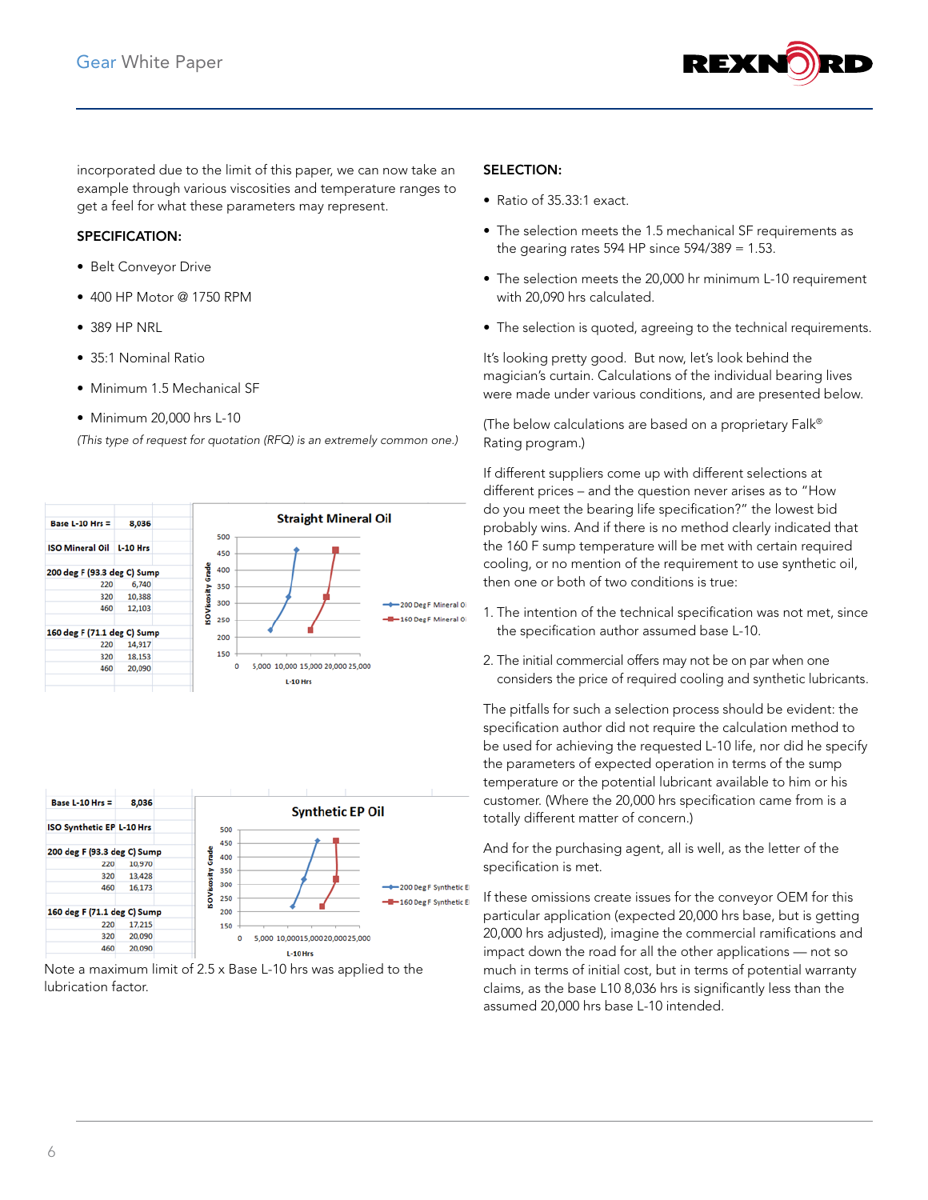incorporated due to the limit of this paper, we can now take an example through various viscosities and temperature ranges to get a feel for what these parameters may represent.

**SPECIFICATION:**

- Belt Conveyor Drive
- 400 HP Motor @ 1750 RPM
- 389 HP NRL
- 35:1 Nominal Ratio
- Minimum 1.5 Mechanical SF
- Minimum 20,000 hrs L-10

*(This type of request for quotation (RFQ) is an extremely common one.)*

| Base L-10 Hrs = | 8,036 |
|---|---|
| ISO Mineral Oil | L-10 Hrs |
| 200 deg F (93.3 deg C) Sump | |
| 220 | 6,740 |
| 320 | 10,388 |
| 460 | 12,103 |
| 160 deg F (71.1 deg C) Sump | |
| 220 | 14,917 |
| 320 | 18,153 |
| 460 | 20,090 |

| Base L-10 Hrs = | 8,036 |
|---|---|
| ISO Synthetic EP | L-10 Hrs |
| 200 deg F (93.3 deg C) Sump | |
| 220 | 10,970 |
| 320 | 13,428 |
| 460 | 16,173 |
| 160 deg F (71.1 deg C) Sump | |
| 220 | 17,215 |
| 320 | 20,090 |
| 460 | 20,090 |

Note a maximum limit of 2.5 x Base L-10 hrs was applied to the lubrication factor.

**SELECTION:**

- Ratio of 35.33:1 exact.
- The selection meets the 1.5 mechanical SF requirements as the gearing rates 594 HP since 594/389 = 1.53.
- The selection meets the 20,000 hr minimum L-10 requirement with 20,090 hrs calculated.
- The selection is quoted, agreeing to the technical requirements.

It's looking pretty good. But now, let's look behind the magician's curtain. Calculations of the individual bearing lives were made under various conditions, and are presented below.

(The below calculations are based on a proprietary Falk® Rating program.)

If different suppliers come up with different selections at different prices – and the question never arises as to "How do you meet the bearing life specification?" the lowest bid probably wins. And if there is no method clearly indicated that the 160 F sump temperature will be met with certain required cooling, or no mention of the requirement to use synthetic oil, then one or both of two conditions is true:

1. The intention of the technical specification was not met, since the specification author assumed base L-10.
2. The initial commercial offers may not be on par when one considers the price of required cooling and synthetic lubricants.

The pitfalls for such a selection process should be evident: the specification author did not require the calculation method to be used for achieving the requested L-10 life, nor did he specify the parameters of expected operation in terms of the sump temperature or the potential lubricant available to him or his customer. (Where the 20,000 hrs specification came from is a totally different matter of concern.)

And for the purchasing agent, all is well, as the letter of the specification is met.

If these omissions create issues for the conveyor OEM for this particular application (expected 20,000 hrs base, but is getting 20,000 hrs adjusted), imagine the commercial ramifications and impact down the road for all the other applications — not so much in terms of initial cost, but in terms of potential warranty claims, as the base L10 8,036 hrs is significantly less than the assumed 20,000 hrs base L-10 intended.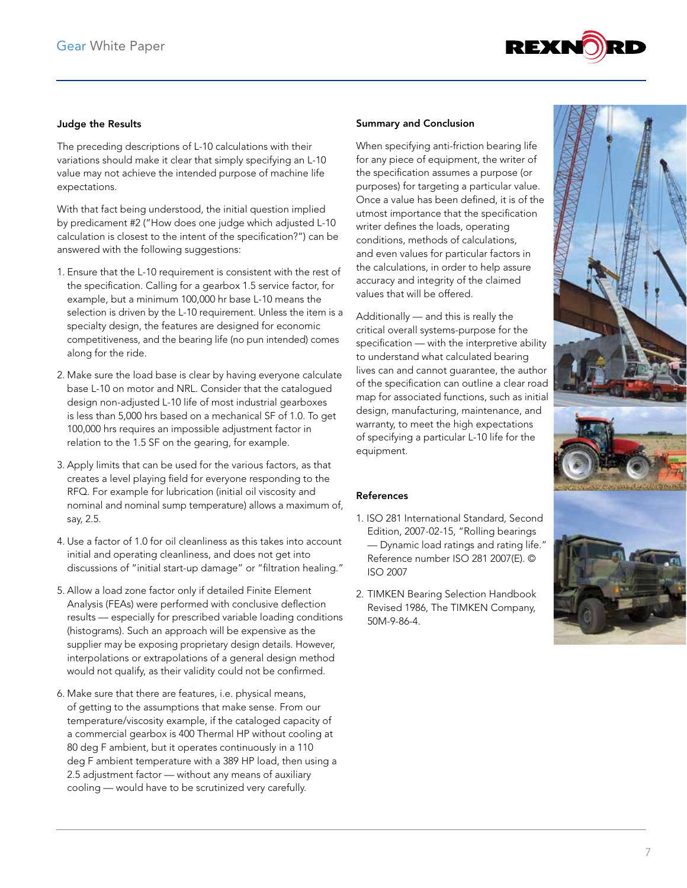### Judge the Results

The preceding descriptions of L-10 calculations with their variations should make it clear that simply specifying an L-10 value may not achieve the intended purpose of machine life expectations.

With that fact being understood, the initial question implied by predicament #2 ("How does one judge which adjusted L-10 calculation is closest to the intent of the specification?") can be answered with the following suggestions:

1. Ensure that the L-10 requirement is consistent with the rest of the specification. Calling for a gearbox 1.5 service factor, for example, but a minimum 100,000 hr base L-10 means the selection is driven by the L-10 requirement. Unless the item is a specialty design, the features are designed for economic competitiveness, and the bearing life (no pun intended) comes along for the ride.

2. Make sure the load base is clear by having everyone calculate base L-10 on motor and NRL. Consider that the catalogued design non-adjusted L-10 life of most industrial gearboxes is less than 5,000 hrs based on a mechanical SF of 1.0. To get 100,000 hrs requires an impossible adjustment factor in relation to the 1.5 SF on the gearing, for example.

3. Apply limits that can be used for the various factors, as that creates a level playing field for everyone responding to the RFQ. For example for lubrication (initial oil viscosity and nominal and nominal sump temperature) allows a maximum of, say, 2.5.

4. Use a factor of 1.0 for oil cleanliness as this takes into account initial and operating cleanliness, and does not get into discussions of "initial start-up damage" or "filtration healing."

5. Allow a load zone factor only if detailed Finite Element Analysis (FEAs) were performed with conclusive deflection results — especially for prescribed variable loading conditions (histograms). Such an approach will be expensive as the supplier may be exposing proprietary design details. However, interpolations or extrapolations of a general design method would not qualify, as their validity could not be confirmed.

6. Make sure that there are features, i.e. physical means, of getting to the assumptions that make sense. From our temperature/viscosity example, if the cataloged capacity of a commercial gearbox is 400 Thermal HP without cooling at 80 deg F ambient, but it operates continuously in a 110 deg F ambient temperature with a 389 HP load, then using a 2.5 adjustment factor — without any means of auxiliary cooling — would have to be scrutinized very carefully.

### Summary and Conclusion

When specifying anti-friction bearing life for any piece of equipment, the writer of the specification assumes a purpose (or purposes) for targeting a particular value. Once a value has been defined, it is of the utmost importance that the specification writer defines the loads, operating conditions, methods of calculations, and even values for particular factors in the calculations, in order to help assure accuracy and integrity of the claimed values that will be offered.

Additionally — and this is really the critical overall systems-purpose for the specification — with the interpretive ability to understand what calculated bearing lives can and cannot guarantee, the author of the specification can outline a clear road map for associated functions, such as initial design, manufacturing, maintenance, and warranty, to meet the high expectations of specifying a particular L-10 life for the equipment.

### References

1. ISO 281 International Standard, Second Edition, 2007-02-15, "Rolling bearings — Dynamic load ratings and rating life." Reference number ISO 281 2007(E). © ISO 2007

2. TIMKEN Bearing Selection Handbook Revised 1986, The TIMKEN Company, 50M-9-86-4.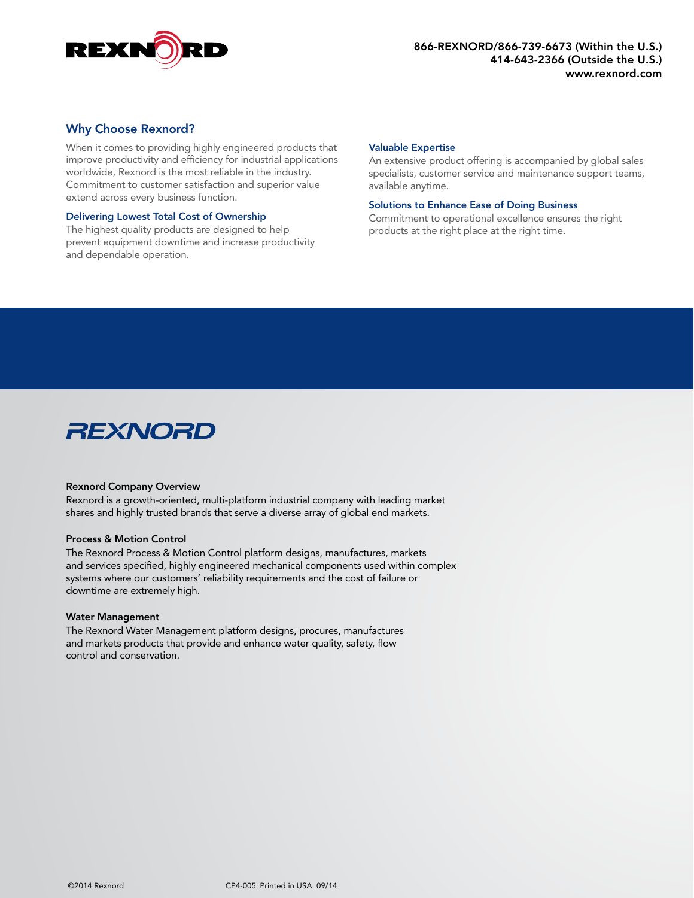866-REXNORD/866-739-6673 (Within the U.S.)
414-643-2366 (Outside the U.S.)
www.rexnord.com

## Why Choose Rexnord?

When it comes to providing highly engineered products that improve productivity and efficiency for industrial applications worldwide, Rexnord is the most reliable in the industry. Commitment to customer satisfaction and superior value extend across every business function.

### Delivering Lowest Total Cost of Ownership

The highest quality products are designed to help prevent equipment downtime and increase productivity and dependable operation.

### Valuable Expertise

An extensive product offering is accompanied by global sales specialists, customer service and maintenance support teams, available anytime.

### Solutions to Enhance Ease of Doing Business

Commitment to operational excellence ensures the right products at the right place at the right time.

REXNORD

**Rexnord Company Overview**

Rexnord is a growth-oriented, multi-platform industrial company with leading market shares and highly trusted brands that serve a diverse array of global end markets.

**Process & Motion Control**

The Rexnord Process & Motion Control platform designs, manufactures, markets and services specified, highly engineered mechanical components used within complex systems where our customers' reliability requirements and the cost of failure or downtime are extremely high.

**Water Management**

The Rexnord Water Management platform designs, procures, manufactures and markets products that provide and enhance water quality, safety, flow control and conservation.

©2014 Rexnord    CP4-005 Printed in USA 09/14